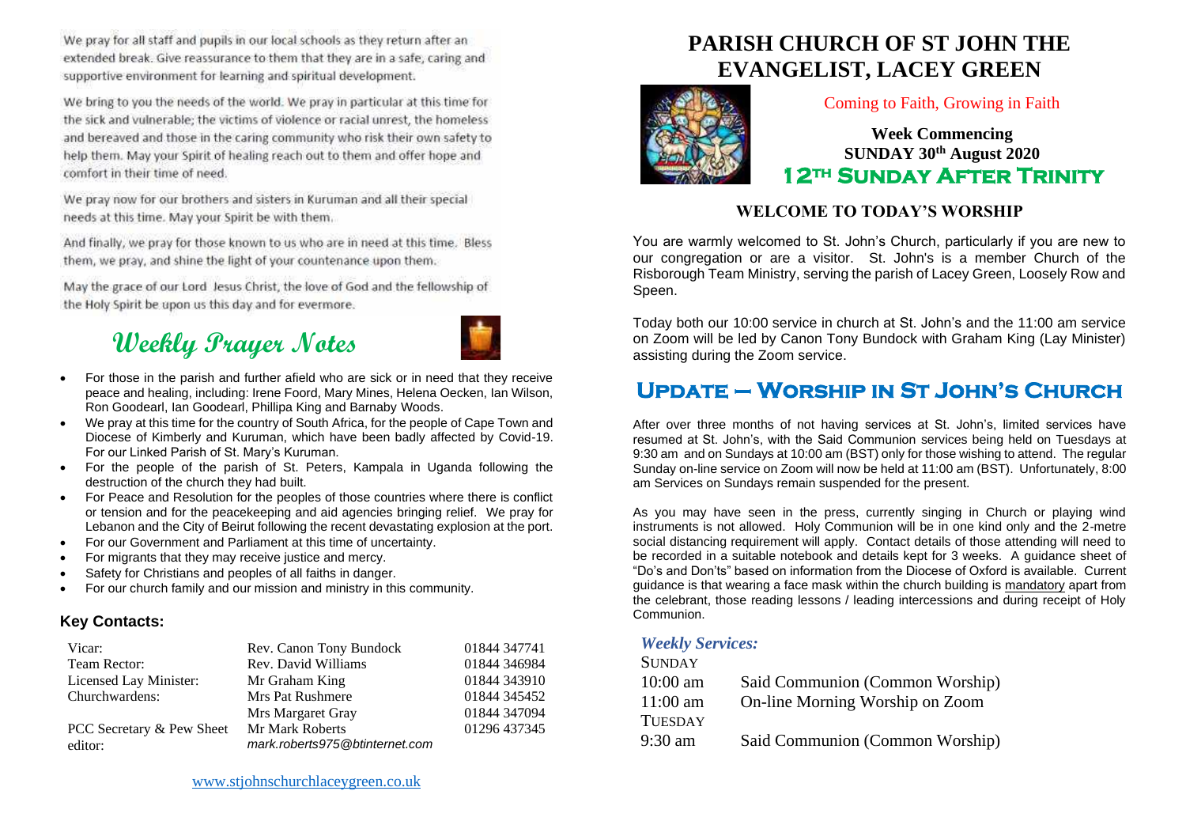We pray for all staff and pupils in our local schools as they return after an extended break. Give reassurance to them that they are in a safe, caring and supportive environment for learning and spiritual development.

We bring to you the needs of the world. We pray in particular at this time for the sick and vulnerable; the victims of violence or racial unrest, the homeless and bereaved and those in the caring community who risk their own safety to help them. May your Spirit of healing reach out to them and offer hope and comfort in their time of need.

We pray now for our brothers and sisters in Kuruman and all their special needs at this time. May your Spirit be with them.

And finally, we pray for those known to us who are in need at this time. Bless them, we pray, and shine the light of your countenance upon them.

May the grace of our Lord Jesus Christ, the love of God and the fellowship of the Holy Spirit be upon us this day and for evermore.

## Weekly Prayer Notes

- For those in the parish and further afield who are sick or in need that they receive peace and healing, including: Irene Foord, Mary Mines, Helena Oecken, Ian Wilson, Ron Goodearl, Ian Goodearl, Phillipa King and Barnaby Woods.
- We pray at this time for the country of South Africa, for the people of Cape Town and Diocese of Kimberly and Kuruman, which have been badly affected by Covid-19. For our Linked Parish of St. Mary's Kuruman.
- For the people of the parish of St. Peters, Kampala in Uganda following the destruction of the church they had built.
- For Peace and Resolution for the peoples of those countries where there is conflict or tension and for the peacekeeping and aid agencies bringing relief. We pray for Lebanon and the City of Beirut following the recent devastating explosion at the port.
- For our Government and Parliament at this time of uncertainty.
- For migrants that they may receive justice and mercy.
- Safety for Christians and peoples of all faiths in danger.
- For our church family and our mission and ministry in this community.

### Key Contacts:

| | | |
|---|---|---|
| Vicar: | Rev. Canon Tony Bundock | 01844 347741 |
| Team Rector: | Rev. David Williams | 01844 346984 |
| Licensed Lay Minister: | Mr Graham King | 01844 343910 |
| Churchwardens: | Mrs Pat Rushmere | 01844 345452 |
| | Mrs Margaret Gray | 01844 347094 |
| PCC Secretary & Pew Sheet editor: | Mr Mark Roberts *mark.roberts975@btinternet.com* | 01296 437345 |

www.stjohnschurchlaceygreen.co.uk

# PARISH CHURCH OF ST JOHN THE EVANGELIST, LACEY GREEN

Coming to Faith, Growing in Faith

**Week Commencing SUNDAY 30th August 2020**

**12TH SUNDAY AFTER TRINITY**

### WELCOME TO TODAY'S WORSHIP

You are warmly welcomed to St. John's Church, particularly if you are new to our congregation or are a visitor. St. John's is a member Church of the Risborough Team Ministry, serving the parish of Lacey Green, Loosely Row and Speen.

Today both our 10:00 service in church at St. John's and the 11:00 am service on Zoom will be led by Canon Tony Bundock with Graham King (Lay Minister) assisting during the Zoom service.

## Update – Worship in St John's Church

After over three months of not having services at St. John's, limited services have resumed at St. John's, with the Said Communion services being held on Tuesdays at 9:30 am and on Sundays at 10:00 am (BST) only for those wishing to attend. The regular Sunday on-line service on Zoom will now be held at 11:00 am (BST). Unfortunately, 8:00 am Services on Sundays remain suspended for the present.

As you may have seen in the press, currently singing in Church or playing wind instruments is not allowed. Holy Communion will be in one kind only and the 2-metre social distancing requirement will apply. Contact details of those attending will need to be recorded in a suitable notebook and details kept for 3 weeks. A guidance sheet of "Do's and Don'ts" based on information from the Diocese of Oxford is available. Current guidance is that wearing a face mask within the church building is mandatory apart from the celebrant, those reading lessons / leading intercessions and during receipt of Holy Communion.

### *Weekly Services:*

SUNDAY

| | |
|---|---|
| 10:00 am | Said Communion (Common Worship) |
| 11:00 am | On-line Morning Worship on Zoom |

TUESDAY

| | |
|---|---|
| 9:30 am | Said Communion (Common Worship) |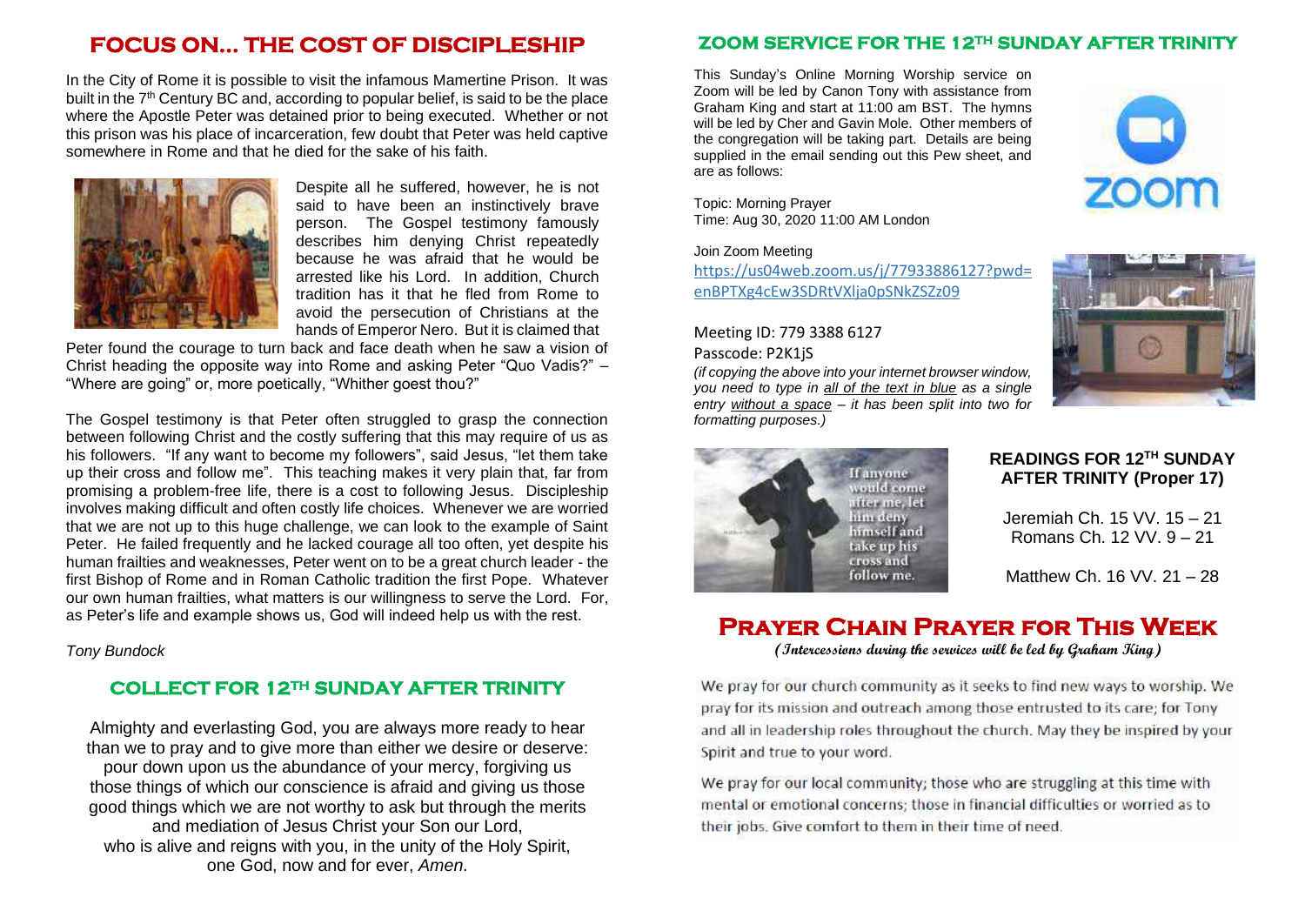## FOCUS ON... THE COST OF DISCIPLESHIP

In the City of Rome it is possible to visit the infamous Mamertine Prison. It was built in the 7th Century BC and, according to popular belief, is said to be the place where the Apostle Peter was detained prior to being executed. Whether or not this prison was his place of incarceration, few doubt that Peter was held captive somewhere in Rome and that he died for the sake of his faith.

Despite all he suffered, however, he is not said to have been an instinctively brave person. The Gospel testimony famously describes him denying Christ repeatedly because he was afraid that he would be arrested like his Lord. In addition, Church tradition has it that he fled from Rome to avoid the persecution of Christians at the hands of Emperor Nero. But it is claimed that Peter found the courage to turn back and face death when he saw a vision of Christ heading the opposite way into Rome and asking Peter "Quo Vadis?" – "Where are going" or, more poetically, "Whither goest thou?"

The Gospel testimony is that Peter often struggled to grasp the connection between following Christ and the costly suffering that this may require of us as his followers. "If any want to become my followers", said Jesus, "let them take up their cross and follow me". This teaching makes it very plain that, far from promising a problem-free life, there is a cost to following Jesus. Discipleship involves making difficult and often costly life choices. Whenever we are worried that we are not up to this huge challenge, we can look to the example of Saint Peter. He failed frequently and he lacked courage all too often, yet despite his human frailties and weaknesses, Peter went on to be a great church leader - the first Bishop of Rome and in Roman Catholic tradition the first Pope. Whatever our own human frailties, what matters is our willingness to serve the Lord. For, as Peter's life and example shows us, God will indeed help us with the rest.

*Tony Bundock*

## COLLECT FOR 12TH SUNDAY AFTER TRINITY

Almighty and everlasting God, you are always more ready to hear than we to pray and to give more than either we desire or deserve: pour down upon us the abundance of your mercy, forgiving us those things of which our conscience is afraid and giving us those good things which we are not worthy to ask but through the merits and mediation of Jesus Christ your Son our Lord, who is alive and reigns with you, in the unity of the Holy Spirit, one God, now and for ever, *Amen*.

## ZOOM SERVICE FOR THE 12TH SUNDAY AFTER TRINITY

This Sunday's Online Morning Worship service on Zoom will be led by Canon Tony with assistance from Graham King and start at 11:00 am BST. The hymns will be led by Cher and Gavin Mole. Other members of the congregation will be taking part. Details are being supplied in the email sending out this Pew sheet, and are as follows:

Topic: Morning Prayer
Time: Aug 30, 2020 11:00 AM London

Join Zoom Meeting
https://us04web.zoom.us/j/77933886127?pwd=enBPTXg4cEw3SDRtVXlja0pSNkZSZz09

Meeting ID: 779 3388 6127
Passcode: P2K1jS

*(if copying the above into your internet browser window, you need to type in all of the text in blue as a single entry without a space – it has been split into two for formatting purposes.)*

If anyone would come after me, let him deny himself and take up his cross and follow me.

### READINGS FOR 12TH SUNDAY AFTER TRINITY (Proper 17)

Jeremiah Ch. 15 VV. 15 – 21
Romans Ch. 12 VV. 9 – 21

Matthew Ch. 16 VV. 21 – 28

## Prayer Chain Prayer for This Week

**(Intercessions during the services will be led by Graham King)**

We pray for our church community as it seeks to find new ways to worship. We pray for its mission and outreach among those entrusted to its care; for Tony and all in leadership roles throughout the church. May they be inspired by your Spirit and true to your word.

We pray for our local community; those who are struggling at this time with mental or emotional concerns; those in financial difficulties or worried as to their jobs. Give comfort to them in their time of need.